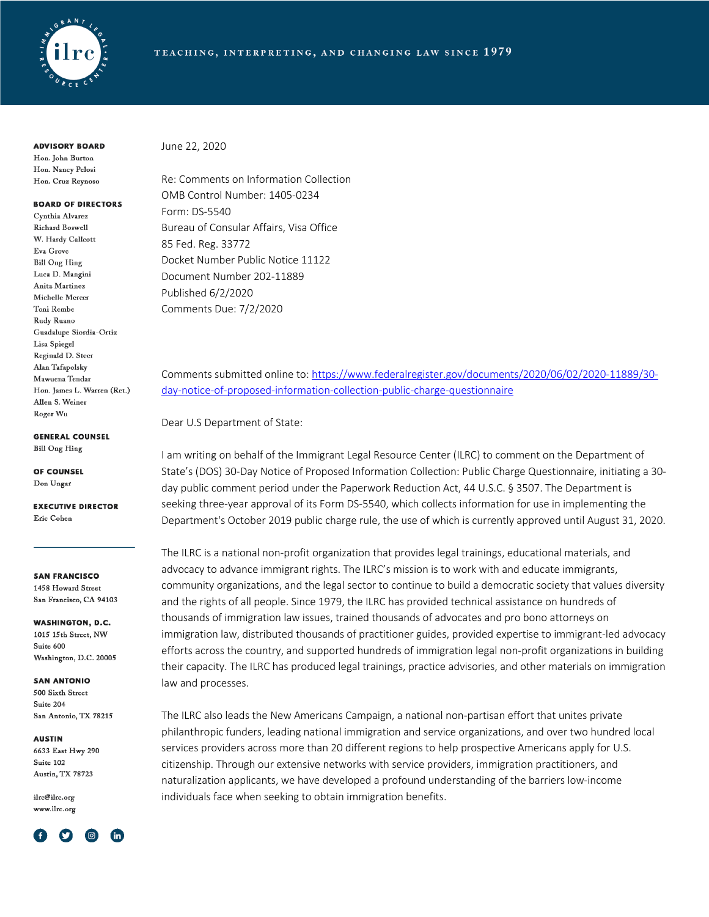TEACHING, INTERPRETING, AND CHANGING LAW SINCE 1979

**ADVISORY BOARD**
Hon. John Burton
Hon. Nancy Pelosi
Hon. Cruz Reynoso

**BOARD OF DIRECTORS**
Cynthia Alvarez
Richard Boswell
W. Hardy Callcott
Eva Grove
Bill Ong Hing
Luca D. Mangini
Anita Martinez
Michelle Mercer
Toni Rembe
Rudy Ruano
Guadalupe Siordia-Ortiz
Lisa Spiegel
Reginald D. Steer
Alan Tafapolsky
Mawuena Tendar
Hon. James L. Warren (Ret.)
Allen S. Weiner
Roger Wu

**GENERAL COUNSEL**
Bill Ong Hing

**OF COUNSEL**
Don Ungar

**EXECUTIVE DIRECTOR**
Eric Cohen

**SAN FRANCISCO**
1458 Howard Street
San Francisco, CA 94103

**WASHINGTON, D.C.**
1015 15th Street, NW
Suite 600
Washington, D.C. 20005

**SAN ANTONIO**
500 Sixth Street
Suite 204
San Antonio, TX 78215

**AUSTIN**
6633 East Hwy 290
Suite 102
Austin, TX 78723

ilrc@ilrc.org
www.ilrc.org

June 22, 2020

Re: Comments on Information Collection
OMB Control Number: 1405-0234
Form: DS-5540
Bureau of Consular Affairs, Visa Office
85 Fed. Reg. 33772
Docket Number Public Notice 11122
Document Number 202-11889
Published 6/2/2020
Comments Due: 7/2/2020

Comments submitted online to: https://www.federalregister.gov/documents/2020/06/02/2020-11889/30-day-notice-of-proposed-information-collection-public-charge-questionnaire

Dear U.S Department of State:

I am writing on behalf of the Immigrant Legal Resource Center (ILRC) to comment on the Department of State's (DOS) 30-Day Notice of Proposed Information Collection: Public Charge Questionnaire, initiating a 30-day public comment period under the Paperwork Reduction Act, 44 U.S.C. § 3507. The Department is seeking three-year approval of its Form DS-5540, which collects information for use in implementing the Department's October 2019 public charge rule, the use of which is currently approved until August 31, 2020.

The ILRC is a national non-profit organization that provides legal trainings, educational materials, and advocacy to advance immigrant rights. The ILRC's mission is to work with and educate immigrants, community organizations, and the legal sector to continue to build a democratic society that values diversity and the rights of all people. Since 1979, the ILRC has provided technical assistance on hundreds of thousands of immigration law issues, trained thousands of advocates and pro bono attorneys on immigration law, distributed thousands of practitioner guides, provided expertise to immigrant-led advocacy efforts across the country, and supported hundreds of immigration legal non-profit organizations in building their capacity. The ILRC has produced legal trainings, practice advisories, and other materials on immigration law and processes.

The ILRC also leads the New Americans Campaign, a national non-partisan effort that unites private philanthropic funders, leading national immigration and service organizations, and over two hundred local services providers across more than 20 different regions to help prospective Americans apply for U.S. citizenship. Through our extensive networks with service providers, immigration practitioners, and naturalization applicants, we have developed a profound understanding of the barriers low-income individuals face when seeking to obtain immigration benefits.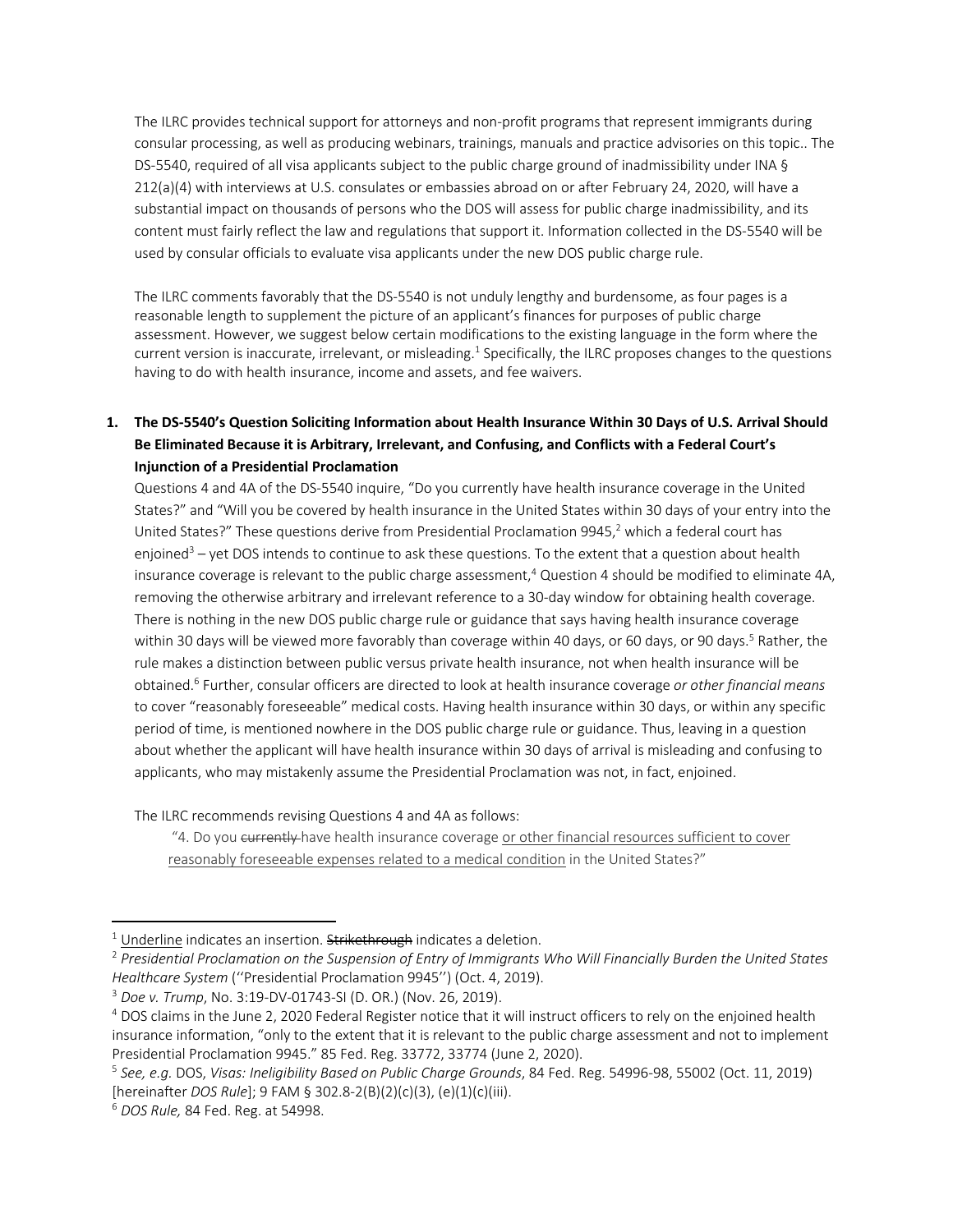The ILRC provides technical support for attorneys and non-profit programs that represent immigrants during consular processing, as well as producing webinars, trainings, manuals and practice advisories on this topic.. The DS-5540, required of all visa applicants subject to the public charge ground of inadmissibility under INA § 212(a)(4) with interviews at U.S. consulates or embassies abroad on or after February 24, 2020, will have a substantial impact on thousands of persons who the DOS will assess for public charge inadmissibility, and its content must fairly reflect the law and regulations that support it. Information collected in the DS-5540 will be used by consular officials to evaluate visa applicants under the new DOS public charge rule.

The ILRC comments favorably that the DS-5540 is not unduly lengthy and burdensome, as four pages is a reasonable length to supplement the picture of an applicant's finances for purposes of public charge assessment. However, we suggest below certain modifications to the existing language in the form where the current version is inaccurate, irrelevant, or misleading.[1] Specifically, the ILRC proposes changes to the questions having to do with health insurance, income and assets, and fee waivers.

1. **The DS-5540's Question Soliciting Information about Health Insurance Within 30 Days of U.S. Arrival Should Be Eliminated Because it is Arbitrary, Irrelevant, and Confusing, and Conflicts with a Federal Court's Injunction of a Presidential Proclamation**

Questions 4 and 4A of the DS-5540 inquire, "Do you currently have health insurance coverage in the United States?" and "Will you be covered by health insurance in the United States within 30 days of your entry into the United States?" These questions derive from Presidential Proclamation 9945,[2] which a federal court has enjoined[3] – yet DOS intends to continue to ask these questions. To the extent that a question about health insurance coverage is relevant to the public charge assessment,[4] Question 4 should be modified to eliminate 4A, removing the otherwise arbitrary and irrelevant reference to a 30-day window for obtaining health coverage. There is nothing in the new DOS public charge rule or guidance that says having health insurance coverage within 30 days will be viewed more favorably than coverage within 40 days, or 60 days, or 90 days.[5] Rather, the rule makes a distinction between public versus private health insurance, not when health insurance will be obtained.[6] Further, consular officers are directed to look at health insurance coverage *or other financial means* to cover "reasonably foreseeable" medical costs. Having health insurance within 30 days, or within any specific period of time, is mentioned nowhere in the DOS public charge rule or guidance. Thus, leaving in a question about whether the applicant will have health insurance within 30 days of arrival is misleading and confusing to applicants, who may mistakenly assume the Presidential Proclamation was not, in fact, enjoined.

The ILRC recommends revising Questions 4 and 4A as follows:

> "4. Do you ~~currently~~ have health insurance coverage <u>or other financial resources sufficient to cover reasonably foreseeable expenses related to a medical condition</u> in the United States?"

---

[1] <u>Underline</u> indicates an insertion. ~~Strikethrough~~ indicates a deletion.

[2] *Presidential Proclamation on the Suspension of Entry of Immigrants Who Will Financially Burden the United States Healthcare System* (''Presidential Proclamation 9945'') (Oct. 4, 2019).

[3] *Doe v. Trump*, No. 3:19-DV-01743-SI (D. OR.) (Nov. 26, 2019).

[4] DOS claims in the June 2, 2020 Federal Register notice that it will instruct officers to rely on the enjoined health insurance information, "only to the extent that it is relevant to the public charge assessment and not to implement Presidential Proclamation 9945." 85 Fed. Reg. 33772, 33774 (June 2, 2020).

[5] *See, e.g.* DOS, *Visas: Ineligibility Based on Public Charge Grounds*, 84 Fed. Reg. 54996-98, 55002 (Oct. 11, 2019) [hereinafter *DOS Rule*]; 9 FAM § 302.8-2(B)(2)(c)(3), (e)(1)(c)(iii).

[6] *DOS Rule,* 84 Fed. Reg. at 54998.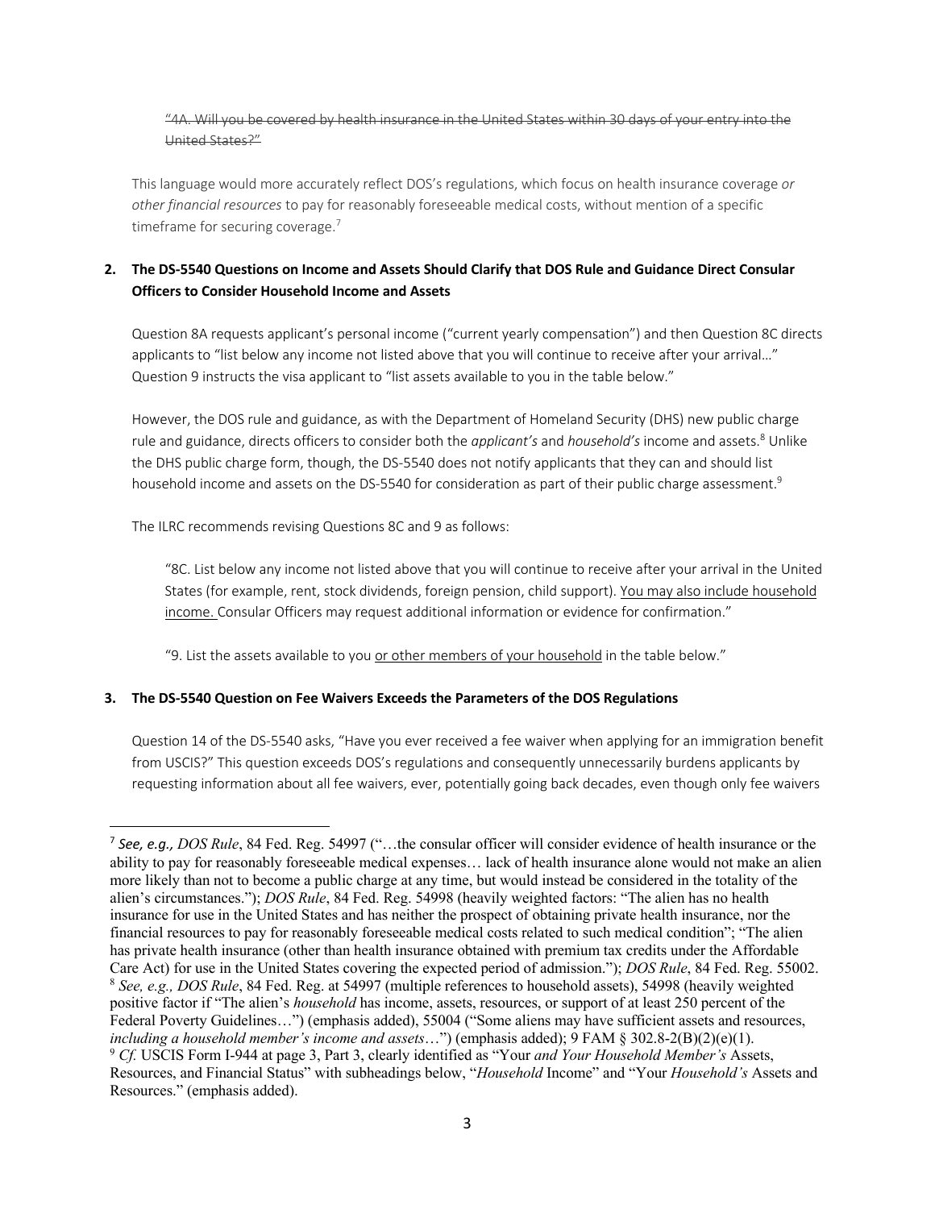~~"4A. Will you be covered by health insurance in the United States within 30 days of your entry into the United States?"~~

This language would more accurately reflect DOS's regulations, which focus on health insurance coverage *or other financial resources* to pay for reasonably foreseeable medical costs, without mention of a specific timeframe for securing coverage.[7]

## 2. The DS-5540 Questions on Income and Assets Should Clarify that DOS Rule and Guidance Direct Consular Officers to Consider Household Income and Assets

Question 8A requests applicant's personal income ("current yearly compensation") and then Question 8C directs applicants to "list below any income not listed above that you will continue to receive after your arrival…" Question 9 instructs the visa applicant to "list assets available to you in the table below."

However, the DOS rule and guidance, as with the Department of Homeland Security (DHS) new public charge rule and guidance, directs officers to consider both the *applicant's* and *household's* income and assets.[8] Unlike the DHS public charge form, though, the DS-5540 does not notify applicants that they can and should list household income and assets on the DS-5540 for consideration as part of their public charge assessment.[9]

The ILRC recommends revising Questions 8C and 9 as follows:

> "8C. List below any income not listed above that you will continue to receive after your arrival in the United States (for example, rent, stock dividends, foreign pension, child support). <u>You may also include household income.</u> Consular Officers may request additional information or evidence for confirmation."
>
> "9. List the assets available to you <u>or other members of your household</u> in the table below."

## 3. The DS-5540 Question on Fee Waivers Exceeds the Parameters of the DOS Regulations

Question 14 of the DS-5540 asks, "Have you ever received a fee waiver when applying for an immigration benefit from USCIS?" This question exceeds DOS's regulations and consequently unnecessarily burdens applicants by requesting information about all fee waivers, ever, potentially going back decades, even though only fee waivers

---

[7] ***See, e.g., DOS Rule***, 84 Fed. Reg. 54997 ("…the consular officer will consider evidence of health insurance or the ability to pay for reasonably foreseeable medical expenses… lack of health insurance alone would not make an alien more likely than not to become a public charge at any time, but would instead be considered in the totality of the alien's circumstances."); *DOS Rule*, 84 Fed. Reg. 54998 (heavily weighted factors: "The alien has no health insurance for use in the United States and has neither the prospect of obtaining private health insurance, nor the financial resources to pay for reasonably foreseeable medical costs related to such medical condition"; "The alien has private health insurance (other than health insurance obtained with premium tax credits under the Affordable Care Act) for use in the United States covering the expected period of admission."); *DOS Rule*, 84 Fed. Reg. 55002.

[8] *See, e.g., DOS Rule*, 84 Fed. Reg. at 54997 (multiple references to household assets), 54998 (heavily weighted positive factor if "The alien's *household* has income, assets, resources, or support of at least 250 percent of the Federal Poverty Guidelines…") (emphasis added), 55004 ("Some aliens may have sufficient assets and resources, *including a household member's income and assets*…") (emphasis added); 9 FAM § 302.8-2(B)(2)(e)(1).

[9] *Cf.* USCIS Form I-944 at page 3, Part 3, clearly identified as "Your *and Your Household Member's* Assets, Resources, and Financial Status" with subheadings below, "*Household* Income" and "Your *Household's* Assets and Resources." (emphasis added).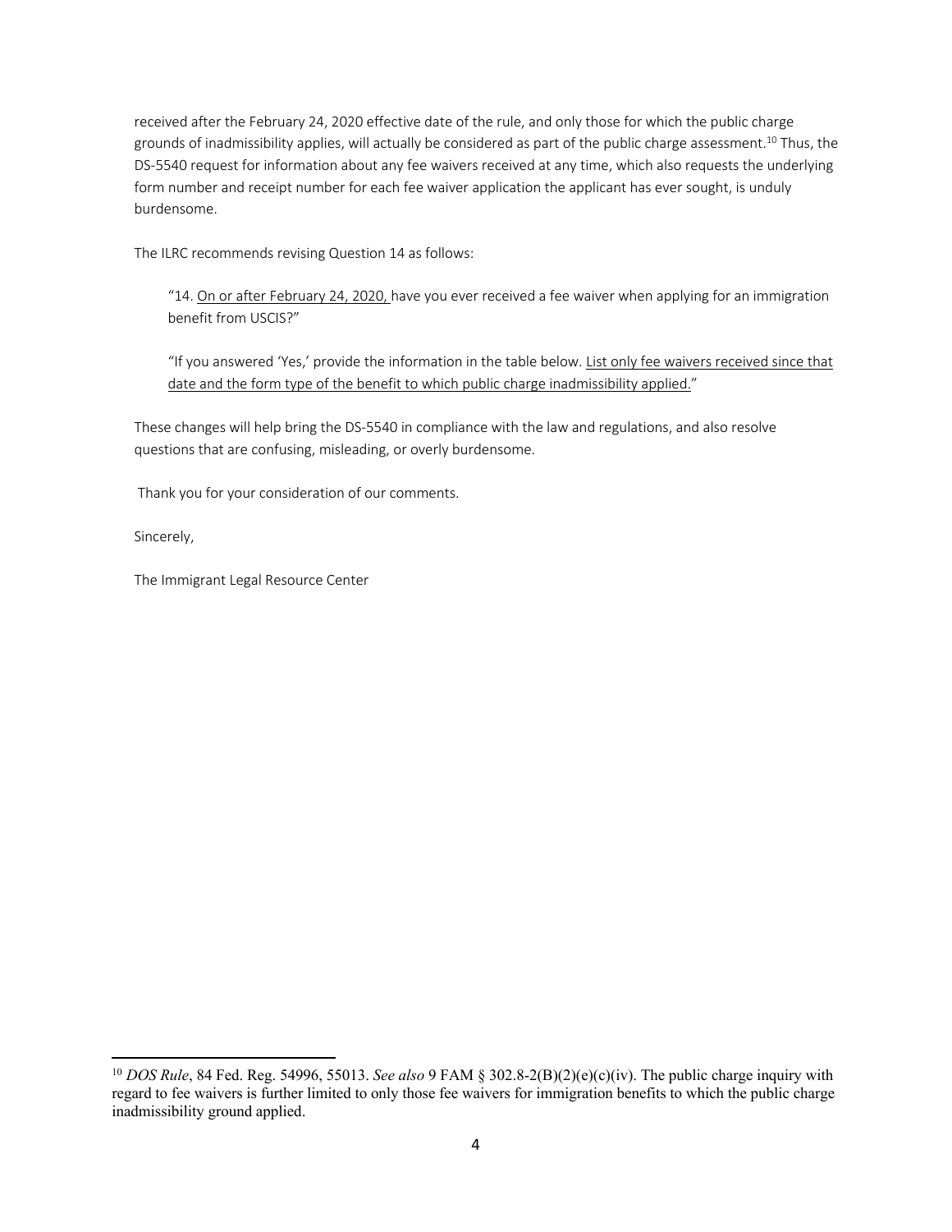received after the February 24, 2020 effective date of the rule, and only those for which the public charge grounds of inadmissibility applies, will actually be considered as part of the public charge assessment.[10] Thus, the DS-5540 request for information about any fee waivers received at any time, which also requests the underlying form number and receipt number for each fee waiver application the applicant has ever sought, is unduly burdensome.

The ILRC recommends revising Question 14 as follows:

> "14. <u>On or after February 24, 2020,</u> have you ever received a fee waiver when applying for an immigration benefit from USCIS?"
>
> "If you answered 'Yes,' provide the information in the table below. <u>List only fee waivers received since that date and the form type of the benefit to which public charge inadmissibility applied.</u>"

These changes will help bring the DS-5540 in compliance with the law and regulations, and also resolve questions that are confusing, misleading, or overly burdensome.

Thank you for your consideration of our comments.

Sincerely,

The Immigrant Legal Resource Center

---

[10] *DOS Rule*, 84 Fed. Reg. 54996, 55013. *See also* 9 FAM § 302.8-2(B)(2)(e)(c)(iv). The public charge inquiry with regard to fee waivers is further limited to only those fee waivers for immigration benefits to which the public charge inadmissibility ground applied.